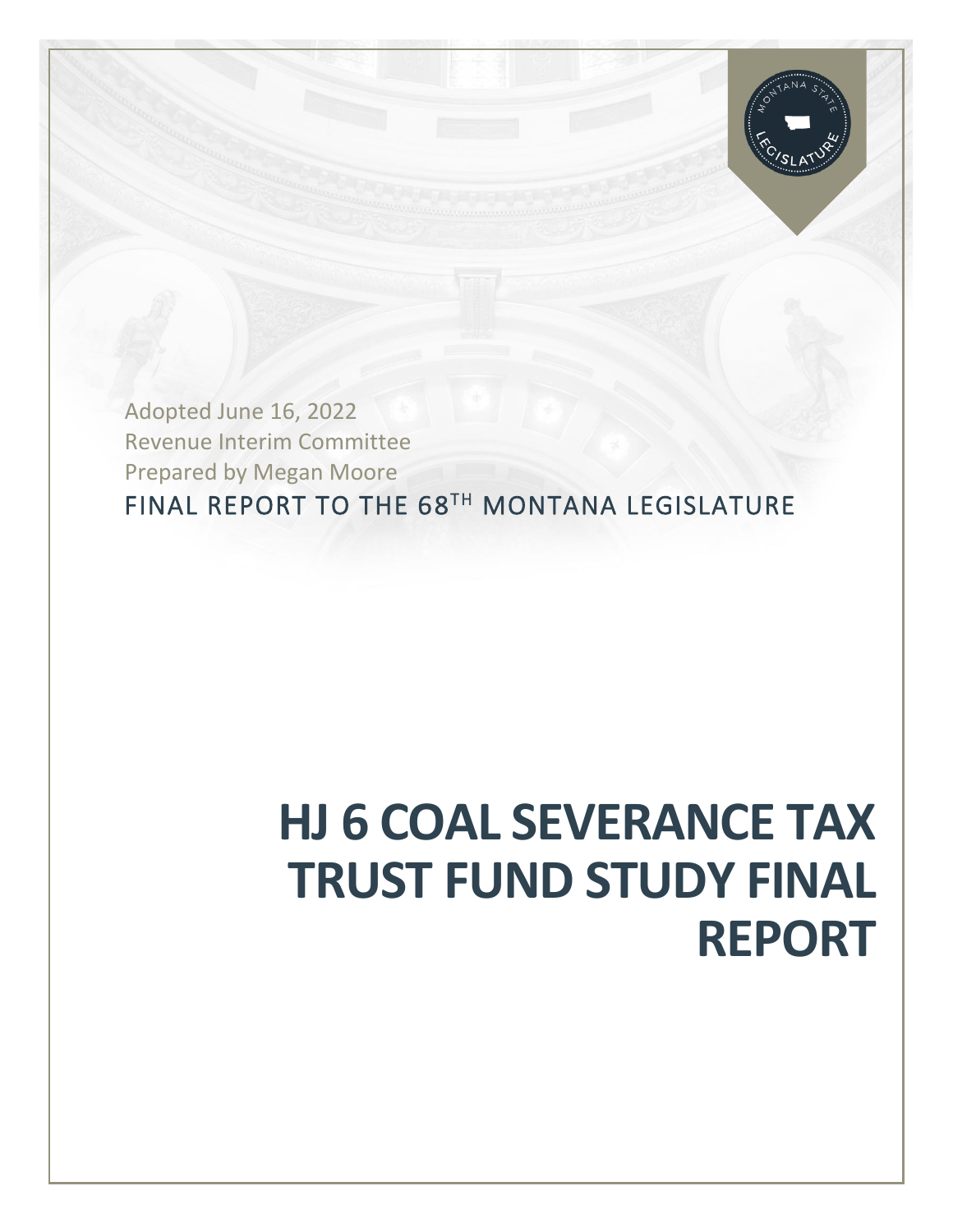Adopted June 16, 2022

Revenue Interim Committee

Prepared by Megan Moore

FINAL REPORT TO THE 68TH MONTANA LEGISLATURE

# HJ 6 COAL SEVERANCE TAX TRUST FUND STUDY FINAL REPORT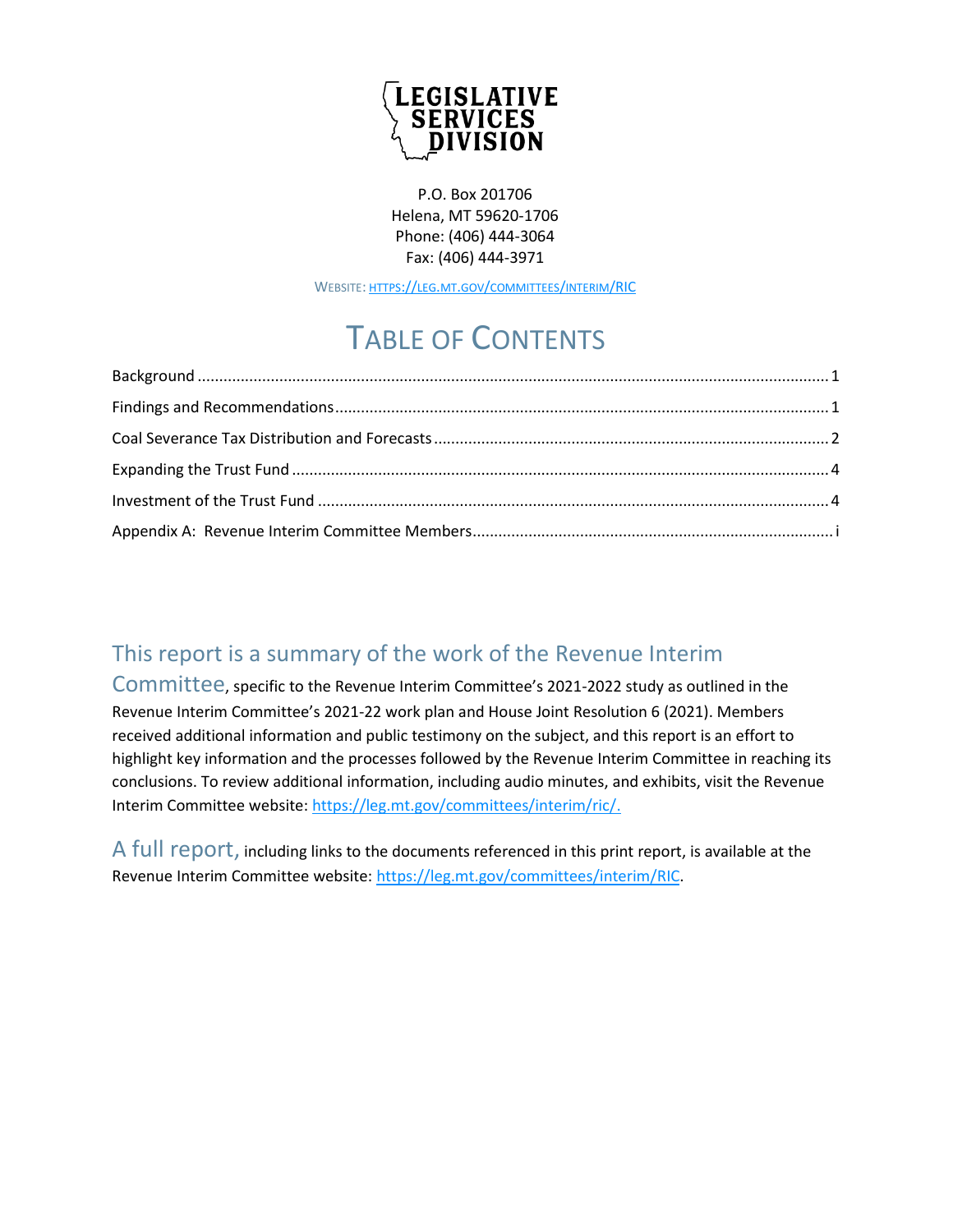LEGISLATIVE SERVICES DIVISION

P.O. Box 201706
Helena, MT 59620-1706
Phone: (406) 444-3064
Fax: (406) 444-3971

WEBSITE: HTTPS://LEG.MT.GOV/COMMITTEES/INTERIM/RIC

# TABLE OF CONTENTS

Background .......... 1
Findings and Recommendations .......... 1
Coal Severance Tax Distribution and Forecasts .......... 2
Expanding the Trust Fund .......... 4
Investment of the Trust Fund .......... 4
Appendix A: Revenue Interim Committee Members .......... i

## This report is a summary of the work of the Revenue Interim Committee, specific to the Revenue Interim Committee's 2021-2022 study as outlined in the Revenue Interim Committee's 2021-22 work plan and House Joint Resolution 6 (2021). Members received additional information and public testimony on the subject, and this report is an effort to highlight key information and the processes followed by the Revenue Interim Committee in reaching its conclusions. To review additional information, including audio minutes, and exhibits, visit the Revenue Interim Committee website: https://leg.mt.gov/committees/interim/ric/.

## A full report, including links to the documents referenced in this print report, is available at the Revenue Interim Committee website: https://leg.mt.gov/committees/interim/RIC.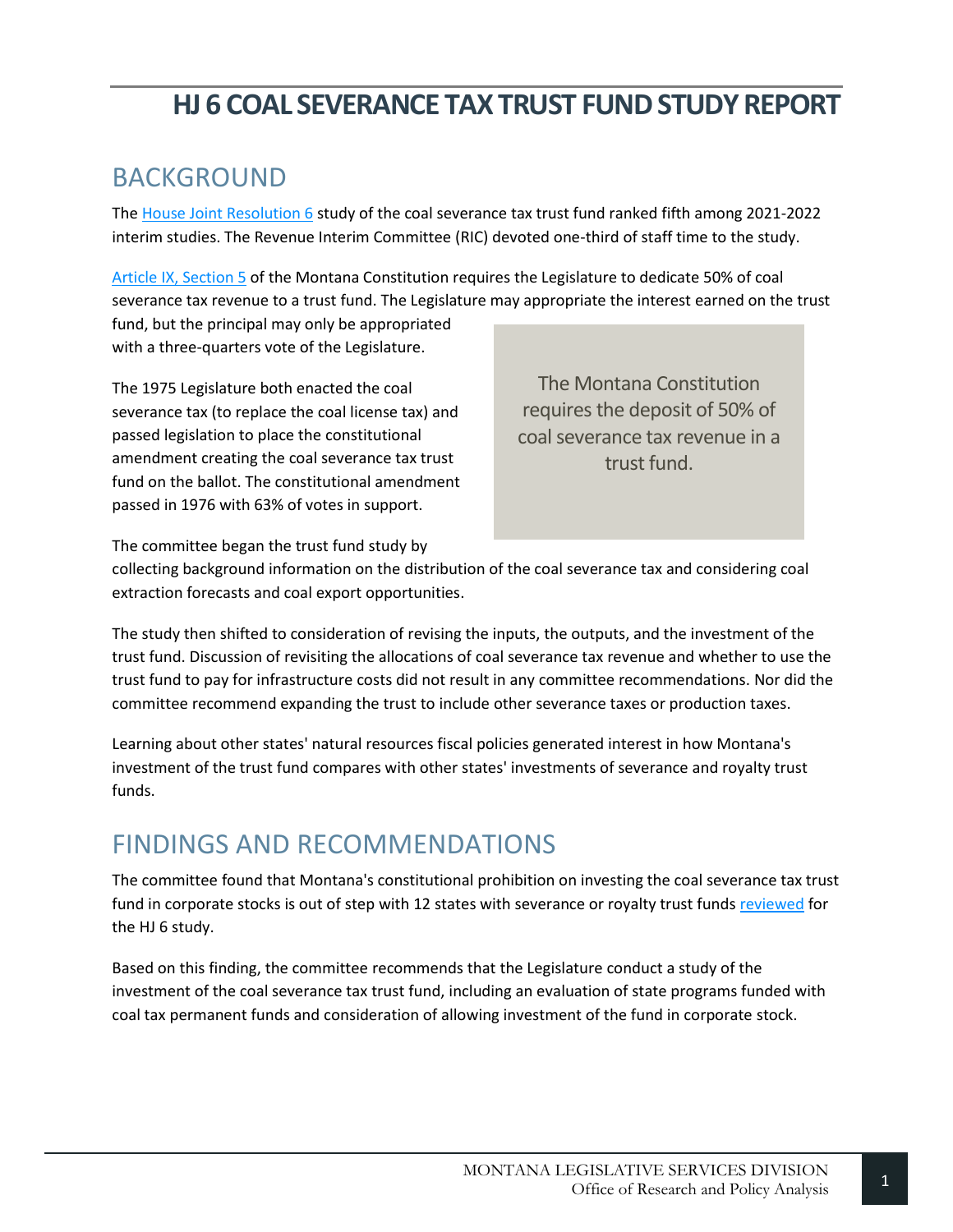# HJ 6 COAL SEVERANCE TAX TRUST FUND STUDY REPORT

## BACKGROUND

The House Joint Resolution 6 study of the coal severance tax trust fund ranked fifth among 2021-2022 interim studies. The Revenue Interim Committee (RIC) devoted one-third of staff time to the study.

Article IX, Section 5 of the Montana Constitution requires the Legislature to dedicate 50% of coal severance tax revenue to a trust fund. The Legislature may appropriate the interest earned on the trust fund, but the principal may only be appropriated with a three-quarters vote of the Legislature.

> The Montana Constitution requires the deposit of 50% of coal severance tax revenue in a trust fund.

The 1975 Legislature both enacted the coal severance tax (to replace the coal license tax) and passed legislation to place the constitutional amendment creating the coal severance tax trust fund on the ballot. The constitutional amendment passed in 1976 with 63% of votes in support.

The committee began the trust fund study by collecting background information on the distribution of the coal severance tax and considering coal extraction forecasts and coal export opportunities.

The study then shifted to consideration of revising the inputs, the outputs, and the investment of the trust fund. Discussion of revisiting the allocations of coal severance tax revenue and whether to use the trust fund to pay for infrastructure costs did not result in any committee recommendations. Nor did the committee recommend expanding the trust to include other severance taxes or production taxes.

Learning about other states' natural resources fiscal policies generated interest in how Montana's investment of the trust fund compares with other states' investments of severance and royalty trust funds.

## FINDINGS AND RECOMMENDATIONS

The committee found that Montana's constitutional prohibition on investing the coal severance tax trust fund in corporate stocks is out of step with 12 states with severance or royalty trust funds reviewed for the HJ 6 study.

Based on this finding, the committee recommends that the Legislature conduct a study of the investment of the coal severance tax trust fund, including an evaluation of state programs funded with coal tax permanent funds and consideration of allowing investment of the fund in corporate stock.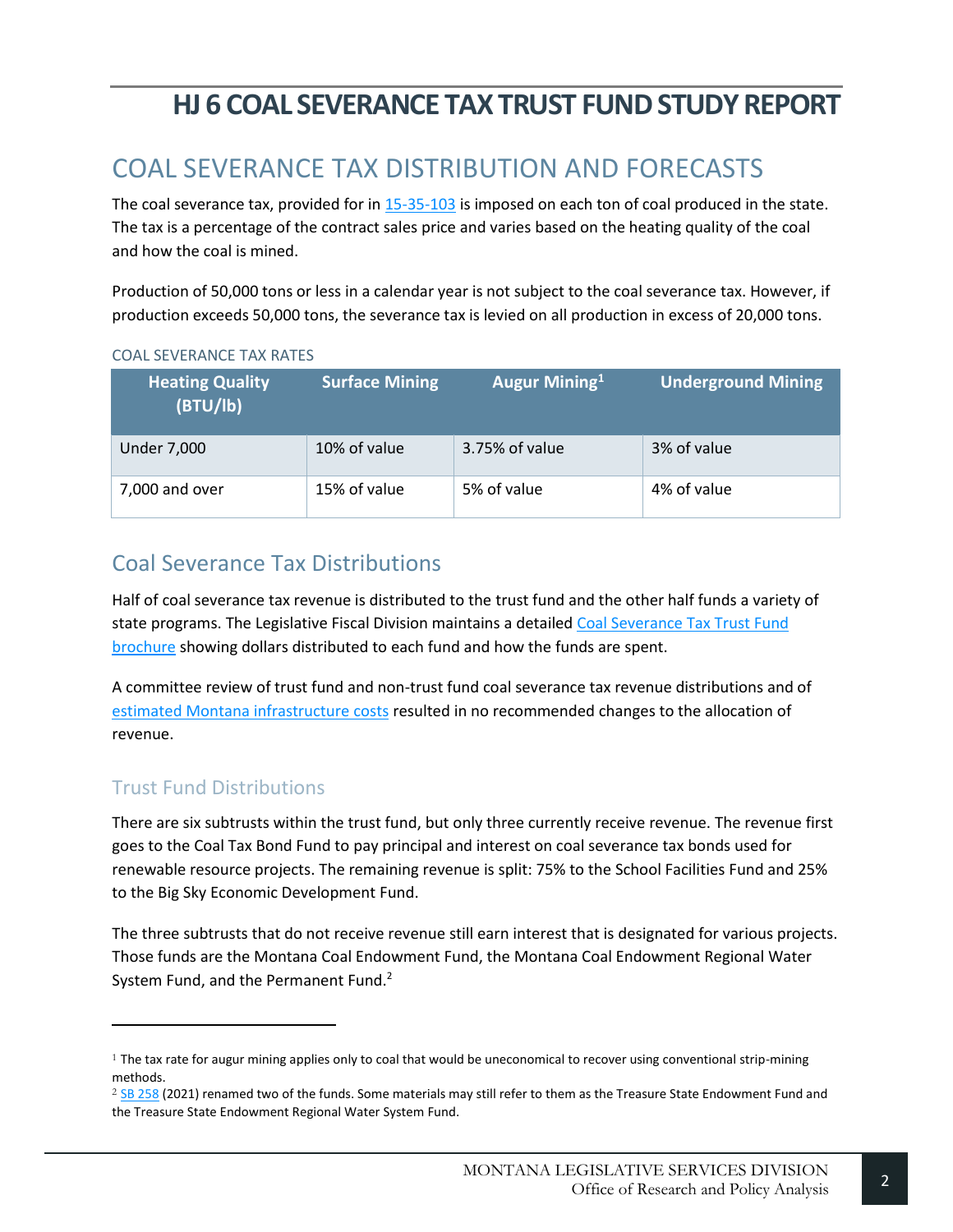# HJ 6 COAL SEVERANCE TAX TRUST FUND STUDY REPORT

## COAL SEVERANCE TAX DISTRIBUTION AND FORECASTS

The coal severance tax, provided for in 15-35-103 is imposed on each ton of coal produced in the state. The tax is a percentage of the contract sales price and varies based on the heating quality of the coal and how the coal is mined.

Production of 50,000 tons or less in a calendar year is not subject to the coal severance tax. However, if production exceeds 50,000 tons, the severance tax is levied on all production in excess of 20,000 tons.

COAL SEVERANCE TAX RATES

| Heating Quality (BTU/lb) | Surface Mining | Augur Mining[1] | Underground Mining |
|---|---|---|---|
| Under 7,000 | 10% of value | 3.75% of value | 3% of value |
| 7,000 and over | 15% of value | 5% of value | 4% of value |

### Coal Severance Tax Distributions

Half of coal severance tax revenue is distributed to the trust fund and the other half funds a variety of state programs. The Legislative Fiscal Division maintains a detailed Coal Severance Tax Trust Fund brochure showing dollars distributed to each fund and how the funds are spent.

A committee review of trust fund and non-trust fund coal severance tax revenue distributions and of estimated Montana infrastructure costs resulted in no recommended changes to the allocation of revenue.

#### Trust Fund Distributions

There are six subtrusts within the trust fund, but only three currently receive revenue. The revenue first goes to the Coal Tax Bond Fund to pay principal and interest on coal severance tax bonds used for renewable resource projects. The remaining revenue is split: 75% to the School Facilities Fund and 25% to the Big Sky Economic Development Fund.

The three subtrusts that do not receive revenue still earn interest that is designated for various projects. Those funds are the Montana Coal Endowment Fund, the Montana Coal Endowment Regional Water System Fund, and the Permanent Fund.[2]

---

[1] The tax rate for augur mining applies only to coal that would be uneconomical to recover using conventional strip-mining methods.

[2] SB 258 (2021) renamed two of the funds. Some materials may still refer to them as the Treasure State Endowment Fund and the Treasure State Endowment Regional Water System Fund.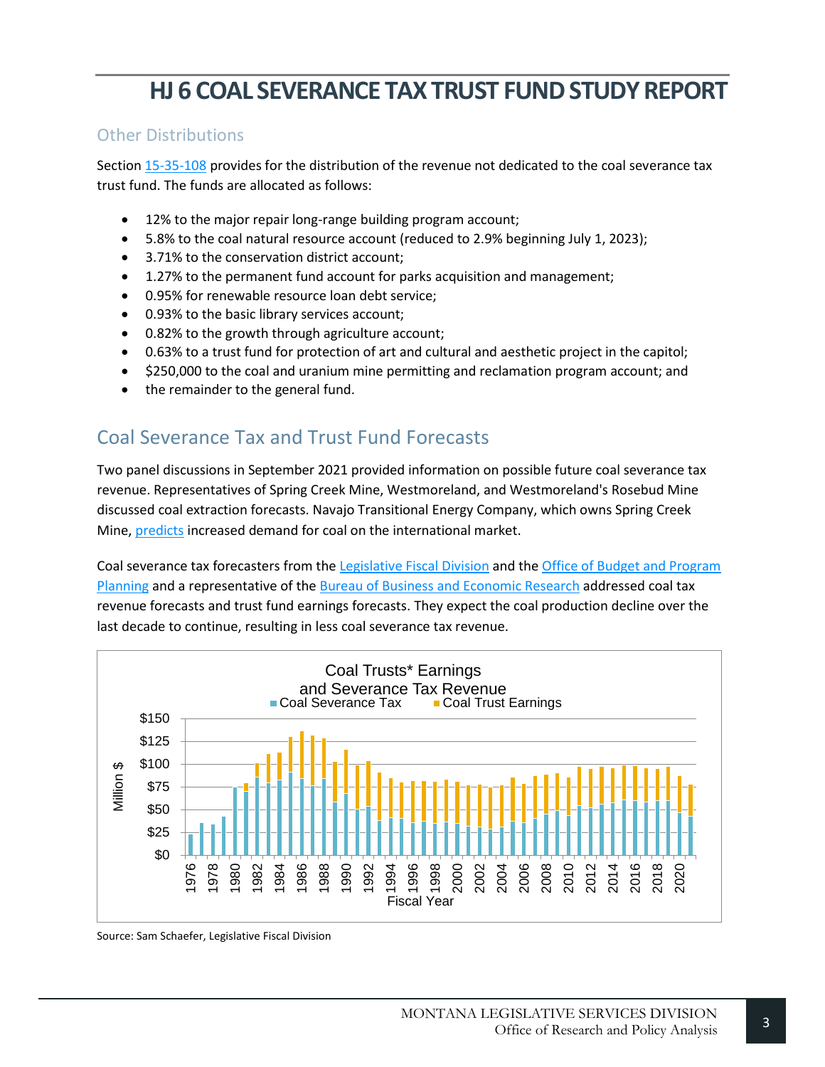# HJ 6 COAL SEVERANCE TAX TRUST FUND STUDY REPORT

### Other Distributions

Section [15-35-108](#) provides for the distribution of the revenue not dedicated to the coal severance tax trust fund. The funds are allocated as follows:

- 12% to the major repair long-range building program account;
- 5.8% to the coal natural resource account (reduced to 2.9% beginning July 1, 2023);
- 3.71% to the conservation district account;
- 1.27% to the permanent fund account for parks acquisition and management;
- 0.95% for renewable resource loan debt service;
- 0.93% to the basic library services account;
- 0.82% to the growth through agriculture account;
- 0.63% to a trust fund for protection of art and cultural and aesthetic project in the capitol;
- $250,000 to the coal and uranium mine permitting and reclamation program account; and
- the remainder to the general fund.

## Coal Severance Tax and Trust Fund Forecasts

Two panel discussions in September 2021 provided information on possible future coal severance tax revenue. Representatives of Spring Creek Mine, Westmoreland, and Westmoreland's Rosebud Mine discussed coal extraction forecasts. Navajo Transitional Energy Company, which owns Spring Creek Mine, predicts increased demand for coal on the international market.

Coal severance tax forecasters from the Legislative Fiscal Division and the Office of Budget and Program Planning and a representative of the Bureau of Business and Economic Research addressed coal tax revenue forecasts and trust fund earnings forecasts. They expect the coal production decline over the last decade to continue, resulting in less coal severance tax revenue.

Coal Trusts* Earnings and Severance Tax Revenue (Coal Severance Tax; Coal Trust Earnings; Million $ by Fiscal Year, 1976–2021)

Source: Sam Schaefer, Legislative Fiscal Division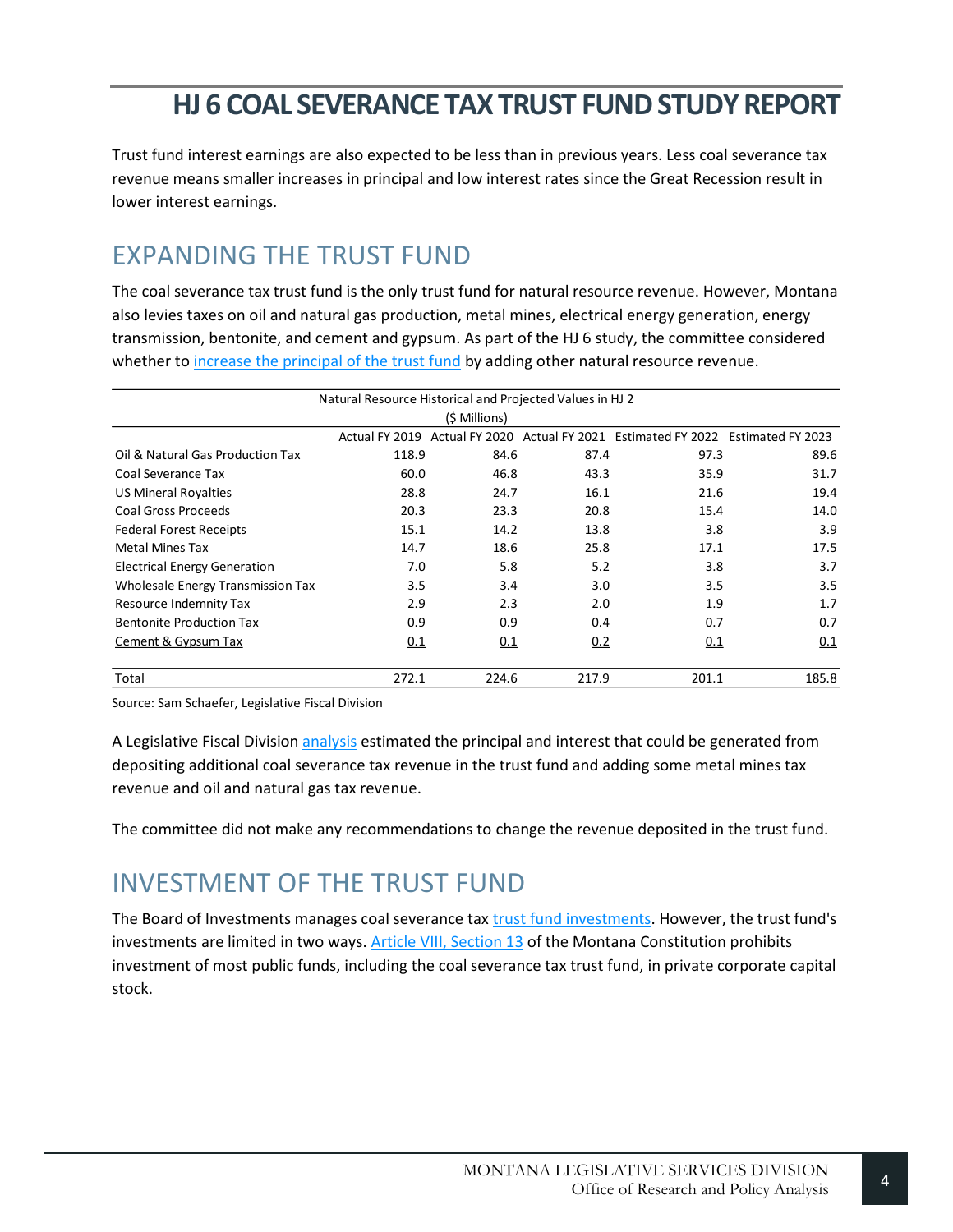# HJ 6 COAL SEVERANCE TAX TRUST FUND STUDY REPORT

Trust fund interest earnings are also expected to be less than in previous years. Less coal severance tax revenue means smaller increases in principal and low interest rates since the Great Recession result in lower interest earnings.

## EXPANDING THE TRUST FUND

The coal severance tax trust fund is the only trust fund for natural resource revenue. However, Montana also levies taxes on oil and natural gas production, metal mines, electrical energy generation, energy transmission, bentonite, and cement and gypsum. As part of the HJ 6 study, the committee considered whether to increase the principal of the trust fund by adding other natural resource revenue.

Natural Resource Historical and Projected Values in HJ 2
($ Millions)

| | Actual FY 2019 | Actual FY 2020 | Actual FY 2021 | Estimated FY 2022 | Estimated FY 2023 |
|---|---|---|---|---|---|
| Oil & Natural Gas Production Tax | 118.9 | 84.6 | 87.4 | 97.3 | 89.6 |
| Coal Severance Tax | 60.0 | 46.8 | 43.3 | 35.9 | 31.7 |
| US Mineral Royalties | 28.8 | 24.7 | 16.1 | 21.6 | 19.4 |
| Coal Gross Proceeds | 20.3 | 23.3 | 20.8 | 15.4 | 14.0 |
| Federal Forest Receipts | 15.1 | 14.2 | 13.8 | 3.8 | 3.9 |
| Metal Mines Tax | 14.7 | 18.6 | 25.8 | 17.1 | 17.5 |
| Electrical Energy Generation | 7.0 | 5.8 | 5.2 | 3.8 | 3.7 |
| Wholesale Energy Transmission Tax | 3.5 | 3.4 | 3.0 | 3.5 | 3.5 |
| Resource Indemnity Tax | 2.9 | 2.3 | 2.0 | 1.9 | 1.7 |
| Bentonite Production Tax | 0.9 | 0.9 | 0.4 | 0.7 | 0.7 |
| Cement & Gypsum Tax | 0.1 | 0.1 | 0.2 | 0.1 | 0.1 |
| Total | 272.1 | 224.6 | 217.9 | 201.1 | 185.8 |

Source: Sam Schaefer, Legislative Fiscal Division

A Legislative Fiscal Division analysis estimated the principal and interest that could be generated from depositing additional coal severance tax revenue in the trust fund and adding some metal mines tax revenue and oil and natural gas tax revenue.

The committee did not make any recommendations to change the revenue deposited in the trust fund.

## INVESTMENT OF THE TRUST FUND

The Board of Investments manages coal severance tax trust fund investments. However, the trust fund's investments are limited in two ways. Article VIII, Section 13 of the Montana Constitution prohibits investment of most public funds, including the coal severance tax trust fund, in private corporate capital stock.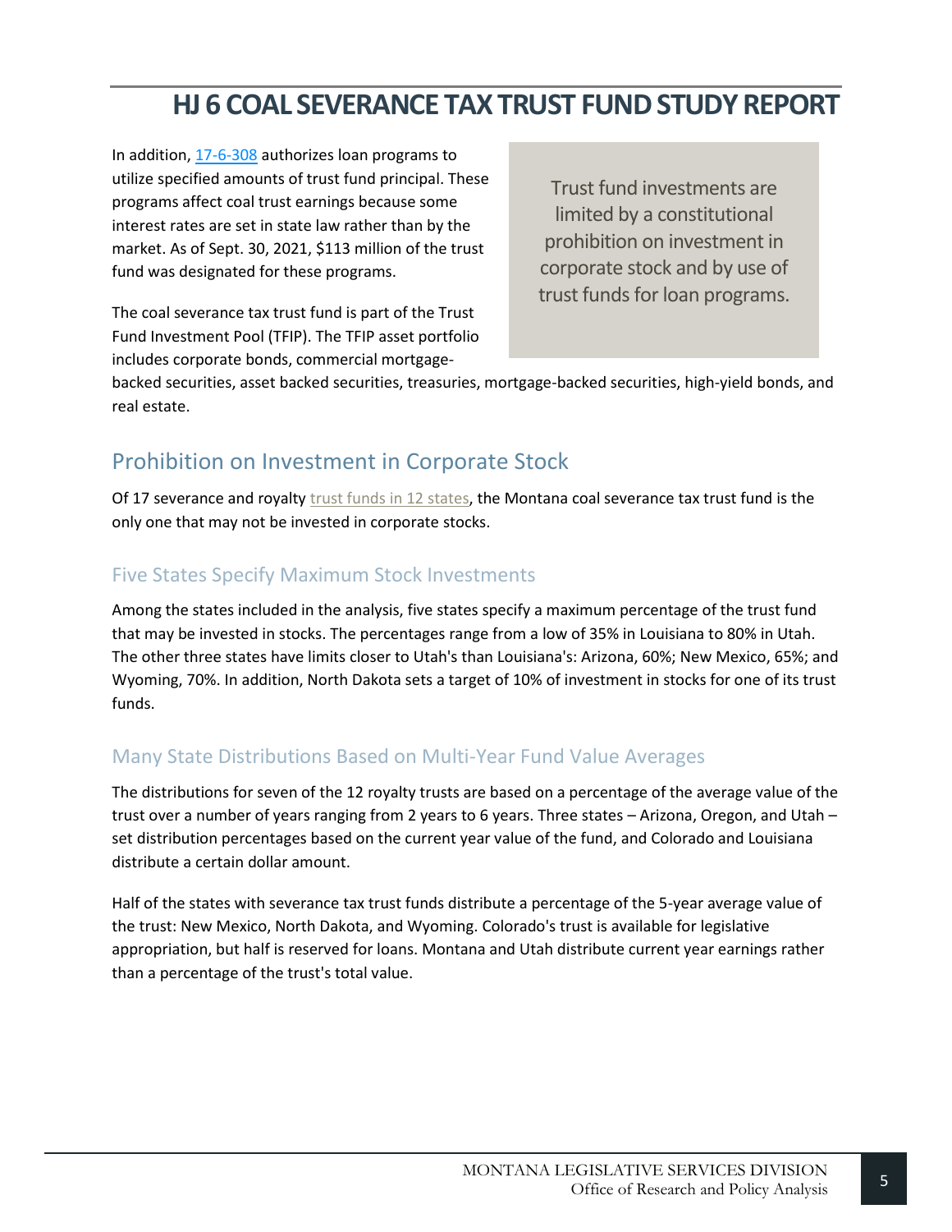# HJ 6 COAL SEVERANCE TAX TRUST FUND STUDY REPORT

In addition, [17-6-308](17-6-308) authorizes loan programs to utilize specified amounts of trust fund principal. These programs affect coal trust earnings because some interest rates are set in state law rather than by the market. As of Sept. 30, 2021, $113 million of the trust fund was designated for these programs.

> Trust fund investments are limited by a constitutional prohibition on investment in corporate stock and by use of trust funds for loan programs.

The coal severance tax trust fund is part of the Trust Fund Investment Pool (TFIP). The TFIP asset portfolio includes corporate bonds, commercial mortgage-backed securities, asset backed securities, treasuries, mortgage-backed securities, high-yield bonds, and real estate.

## Prohibition on Investment in Corporate Stock

Of 17 severance and royalty trust funds in 12 states, the Montana coal severance tax trust fund is the only one that may not be invested in corporate stocks.

### Five States Specify Maximum Stock Investments

Among the states included in the analysis, five states specify a maximum percentage of the trust fund that may be invested in stocks. The percentages range from a low of 35% in Louisiana to 80% in Utah. The other three states have limits closer to Utah's than Louisiana's: Arizona, 60%; New Mexico, 65%; and Wyoming, 70%. In addition, North Dakota sets a target of 10% of investment in stocks for one of its trust funds.

### Many State Distributions Based on Multi-Year Fund Value Averages

The distributions for seven of the 12 royalty trusts are based on a percentage of the average value of the trust over a number of years ranging from 2 years to 6 years. Three states – Arizona, Oregon, and Utah – set distribution percentages based on the current year value of the fund, and Colorado and Louisiana distribute a certain dollar amount.

Half of the states with severance tax trust funds distribute a percentage of the 5-year average value of the trust: New Mexico, North Dakota, and Wyoming. Colorado's trust is available for legislative appropriation, but half is reserved for loans. Montana and Utah distribute current year earnings rather than a percentage of the trust's total value.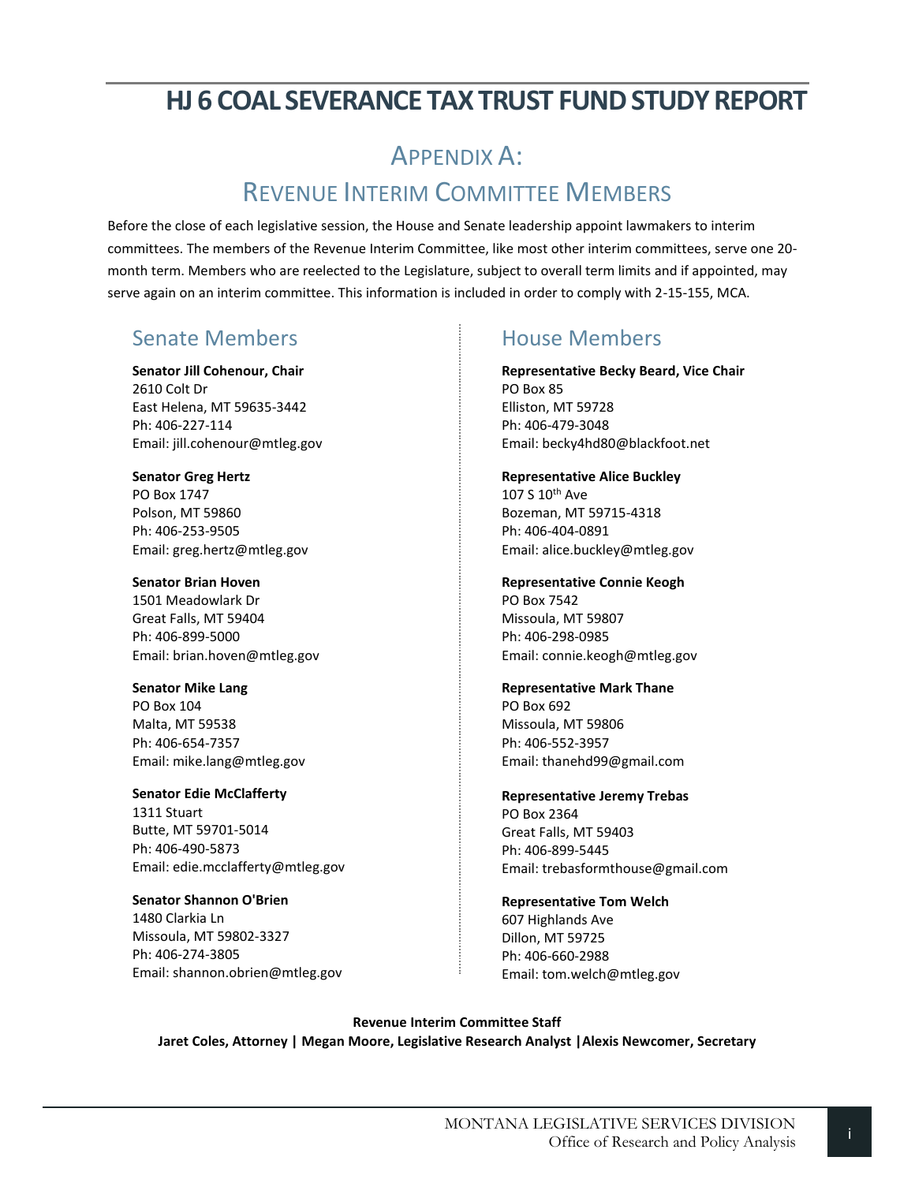# HJ 6 COAL SEVERANCE TAX TRUST FUND STUDY REPORT

## Appendix A:

## Revenue Interim Committee Members

Before the close of each legislative session, the House and Senate leadership appoint lawmakers to interim committees. The members of the Revenue Interim Committee, like most other interim committees, serve one 20-month term. Members who are reelected to the Legislature, subject to overall term limits and if appointed, may serve again on an interim committee. This information is included in order to comply with 2-15-155, MCA.

### Senate Members

**Senator Jill Cohenour, Chair**
2610 Colt Dr
East Helena, MT 59635-3442
Ph: 406-227-114
Email: jill.cohenour@mtleg.gov

**Senator Greg Hertz**
PO Box 1747
Polson, MT 59860
Ph: 406-253-9505
Email: greg.hertz@mtleg.gov

**Senator Brian Hoven**
1501 Meadowlark Dr
Great Falls, MT 59404
Ph: 406-899-5000
Email: brian.hoven@mtleg.gov

**Senator Mike Lang**
PO Box 104
Malta, MT 59538
Ph: 406-654-7357
Email: mike.lang@mtleg.gov

**Senator Edie McClafferty**
1311 Stuart
Butte, MT 59701-5014
Ph: 406-490-5873
Email: edie.mcclafferty@mtleg.gov

**Senator Shannon O'Brien**
1480 Clarkia Ln
Missoula, MT 59802-3327
Ph: 406-274-3805
Email: shannon.obrien@mtleg.gov

### House Members

**Representative Becky Beard, Vice Chair**
PO Box 85
Elliston, MT 59728
Ph: 406-479-3048
Email: becky4hd80@blackfoot.net

**Representative Alice Buckley**
107 S 10th Ave
Bozeman, MT 59715-4318
Ph: 406-404-0891
Email: alice.buckley@mtleg.gov

**Representative Connie Keogh**
PO Box 7542
Missoula, MT 59807
Ph: 406-298-0985
Email: connie.keogh@mtleg.gov

**Representative Mark Thane**
PO Box 692
Missoula, MT 59806
Ph: 406-552-3957
Email: thanehd99@gmail.com

**Representative Jeremy Trebas**
PO Box 2364
Great Falls, MT 59403
Ph: 406-899-5445
Email: trebasformthouse@gmail.com

**Representative Tom Welch**
607 Highlands Ave
Dillon, MT 59725
Ph: 406-660-2988
Email: tom.welch@mtleg.gov

**Revenue Interim Committee Staff**
**Jaret Coles, Attorney | Megan Moore, Legislative Research Analyst | Alexis Newcomer, Secretary**